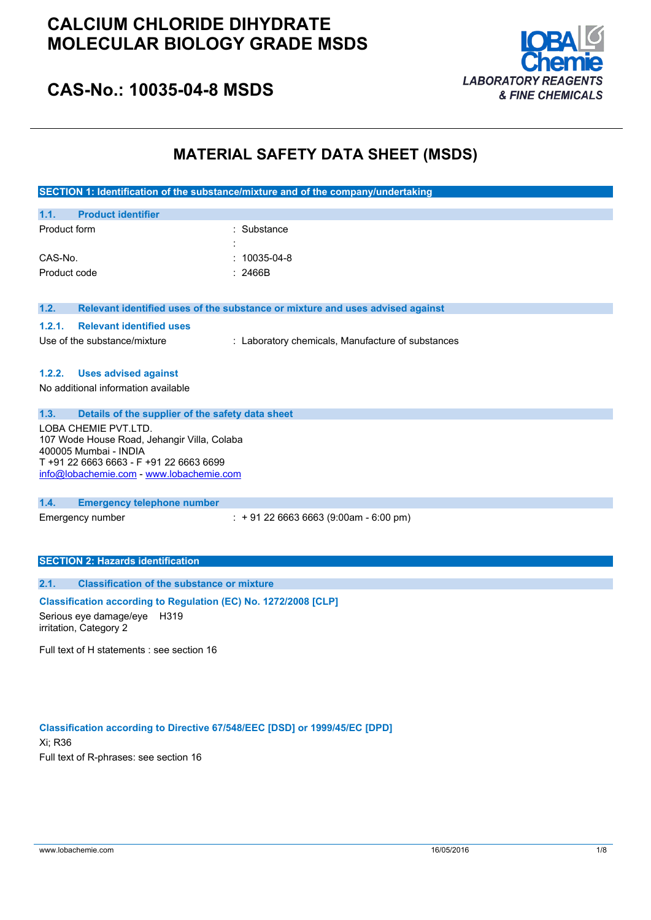# CALCIUM CHLORIDE DIHYDRATE MOLECULAR BIOLOGY GRADE MSDS

## CAS-No.: 10035-04-8 MSDS

LOBA Chemie
*LABORATORY REAGENTS & FINE CHEMICALS*

# MATERIAL SAFETY DATA SHEET (MSDS)

## SECTION 1: Identification of the substance/mixture and of the company/undertaking

### 1.1. Product identifier

| | |
|---|---|
| Product form | : Substance |
| | : |
| CAS-No. | : 10035-04-8 |
| Product code | : 2466B |

### 1.2. Relevant identified uses of the substance or mixture and uses advised against

#### 1.2.1. Relevant identified uses

Use of the substance/mixture : Laboratory chemicals, Manufacture of substances

#### 1.2.2. Uses advised against

No additional information available

### 1.3. Details of the supplier of the safety data sheet

LOBA CHEMIE PVT.LTD.
107 Wode House Road, Jehangir Villa, Colaba
400005 Mumbai - INDIA
T +91 22 6663 6663 - F +91 22 6663 6699
info@lobachemie.com - www.lobachemie.com

### 1.4. Emergency telephone number

Emergency number : + 91 22 6663 6663 (9:00am - 6:00 pm)

## SECTION 2: Hazards identification

### 2.1. Classification of the substance or mixture

**Classification according to Regulation (EC) No. 1272/2008 [CLP]**

Serious eye damage/eye irritation, Category 2 H319

Full text of H statements : see section 16

**Classification according to Directive 67/548/EEC [DSD] or 1999/45/EC [DPD]**

Xi; R36

Full text of R-phrases: see section 16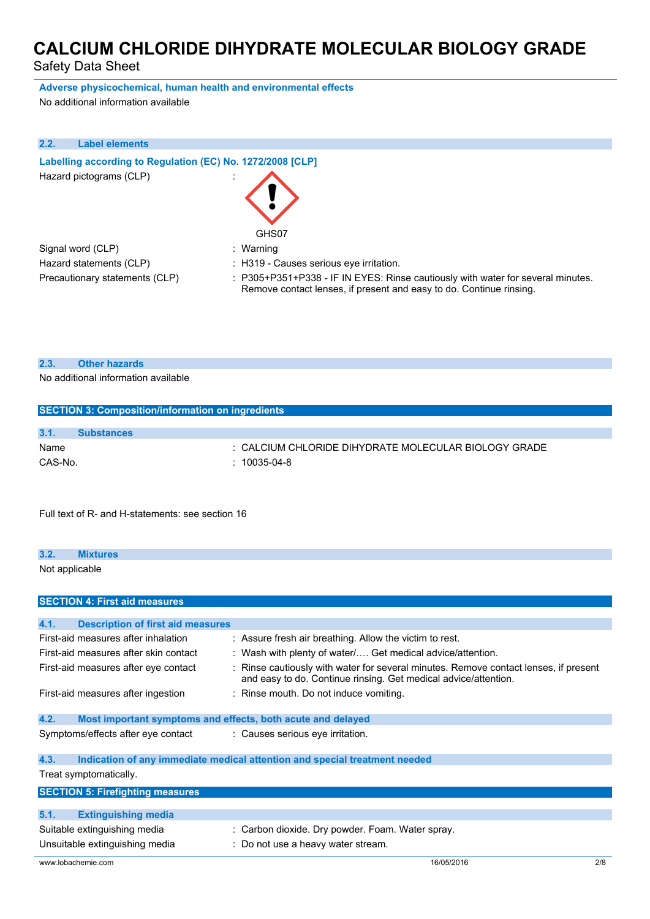**Adverse physicochemical, human health and environmental effects**

No additional information available

### 2.2. Label elements

**Labelling according to Regulation (EC) No. 1272/2008 [CLP]**

| | |
|---|---|
| Hazard pictograms (CLP) | : GHS07 |
| Signal word (CLP) | : Warning |
| Hazard statements (CLP) | : H319 - Causes serious eye irritation. |
| Precautionary statements (CLP) | : P305+P351+P338 - IF IN EYES: Rinse cautiously with water for several minutes. Remove contact lenses, if present and easy to do. Continue rinsing. |

### 2.3. Other hazards

No additional information available

## SECTION 3: Composition/information on ingredients

### 3.1. Substances

| | |
|---|---|
| Name | : CALCIUM CHLORIDE DIHYDRATE MOLECULAR BIOLOGY GRADE |
| CAS-No. | : 10035-04-8 |

Full text of R- and H-statements: see section 16

### 3.2. Mixtures

Not applicable

## SECTION 4: First aid measures

### 4.1. Description of first aid measures

| | |
|---|---|
| First-aid measures after inhalation | : Assure fresh air breathing. Allow the victim to rest. |
| First-aid measures after skin contact | : Wash with plenty of water/…. Get medical advice/attention. |
| First-aid measures after eye contact | : Rinse cautiously with water for several minutes. Remove contact lenses, if present and easy to do. Continue rinsing. Get medical advice/attention. |
| First-aid measures after ingestion | : Rinse mouth. Do not induce vomiting. |

### 4.2. Most important symptoms and effects, both acute and delayed

| | |
|---|---|
| Symptoms/effects after eye contact | : Causes serious eye irritation. |

### 4.3. Indication of any immediate medical attention and special treatment needed

Treat symptomatically.

## SECTION 5: Firefighting measures

### 5.1. Extinguishing media

| | |
|---|---|
| Suitable extinguishing media | : Carbon dioxide. Dry powder. Foam. Water spray. |
| Unsuitable extinguishing media | : Do not use a heavy water stream. |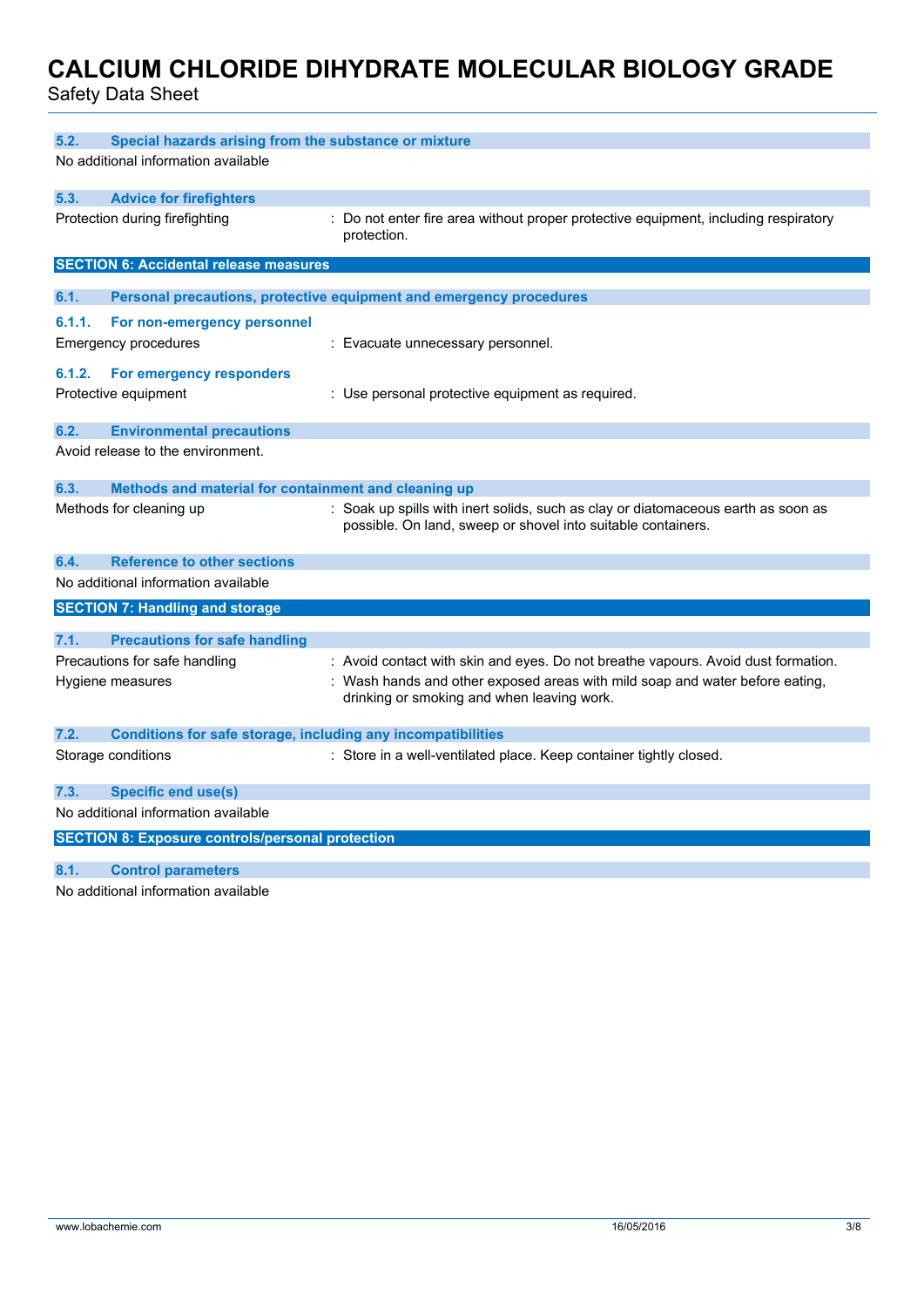### 5.2. Special hazards arising from the substance or mixture

No additional information available

### 5.3. Advice for firefighters

| | |
|---|---|
| Protection during firefighting | : Do not enter fire area without proper protective equipment, including respiratory protection. |

## SECTION 6: Accidental release measures

### 6.1. Personal precautions, protective equipment and emergency procedures

#### 6.1.1. For non-emergency personnel

| | |
|---|---|
| Emergency procedures | : Evacuate unnecessary personnel. |

#### 6.1.2. For emergency responders

| | |
|---|---|
| Protective equipment | : Use personal protective equipment as required. |

### 6.2. Environmental precautions

Avoid release to the environment.

### 6.3. Methods and material for containment and cleaning up

| | |
|---|---|
| Methods for cleaning up | : Soak up spills with inert solids, such as clay or diatomaceous earth as soon as possible. On land, sweep or shovel into suitable containers. |

### 6.4. Reference to other sections

No additional information available

## SECTION 7: Handling and storage

### 7.1. Precautions for safe handling

| | |
|---|---|
| Precautions for safe handling | : Avoid contact with skin and eyes. Do not breathe vapours. Avoid dust formation. |
| Hygiene measures | : Wash hands and other exposed areas with mild soap and water before eating, drinking or smoking and when leaving work. |

### 7.2. Conditions for safe storage, including any incompatibilities

| | |
|---|---|
| Storage conditions | : Store in a well-ventilated place. Keep container tightly closed. |

### 7.3. Specific end use(s)

No additional information available

## SECTION 8: Exposure controls/personal protection

### 8.1. Control parameters

No additional information available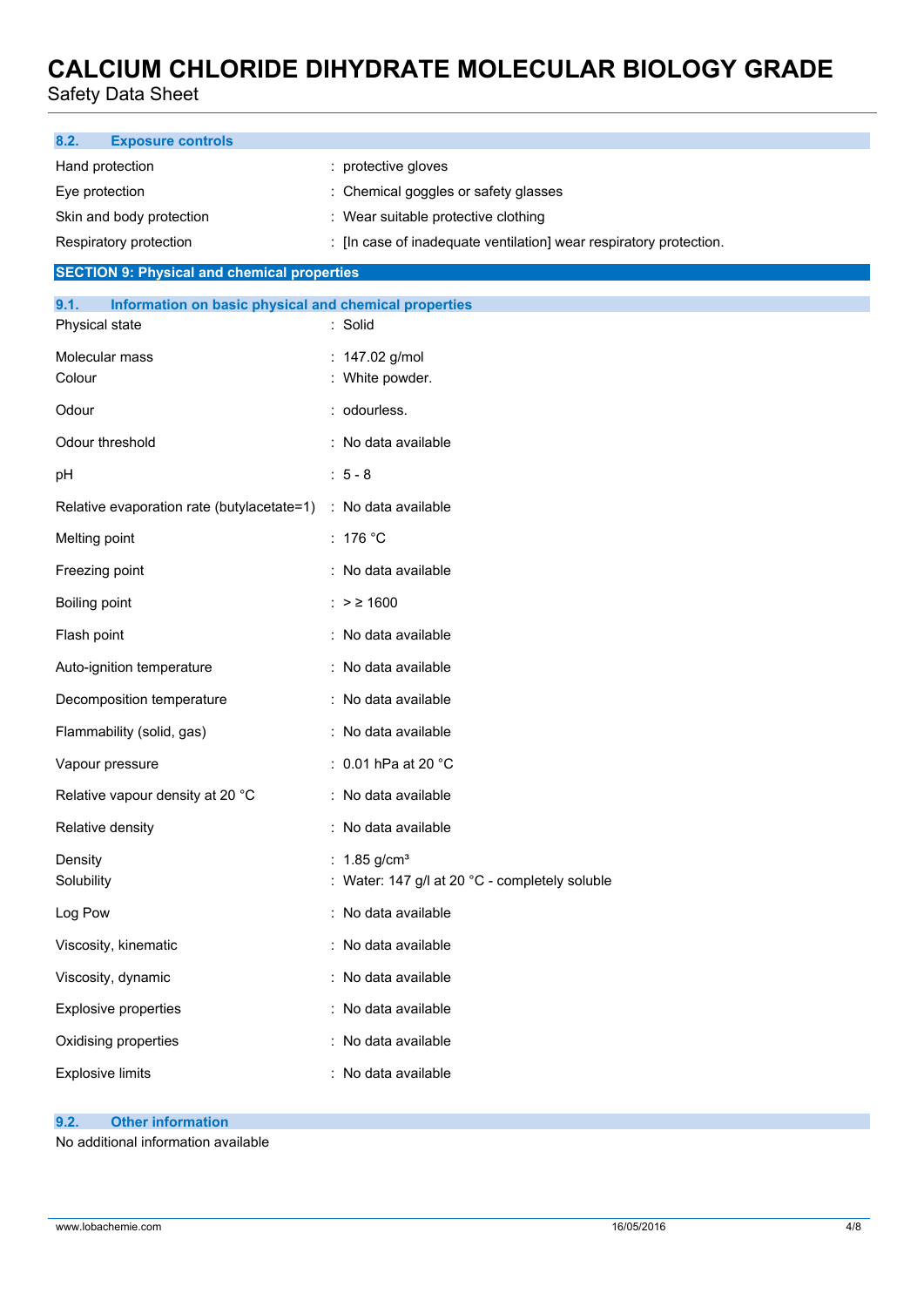| **8.2. Exposure controls** | |
|---|---|
| Hand protection | : protective gloves |
| Eye protection | : Chemical goggles or safety glasses |
| Skin and body protection | : Wear suitable protective clothing |
| Respiratory protection | : [In case of inadequate ventilation] wear respiratory protection. |

## SECTION 9: Physical and chemical properties

### 9.1. Information on basic physical and chemical properties

| | |
|---|---|
| Physical state | : Solid |
| Molecular mass | : 147.02 g/mol |
| Colour | : White powder. |
| Odour | : odourless. |
| Odour threshold | : No data available |
| pH | : 5 - 8 |
| Relative evaporation rate (butylacetate=1) | : No data available |
| Melting point | : 176 °C |
| Freezing point | : No data available |
| Boiling point | : > ≥ 1600 |
| Flash point | : No data available |
| Auto-ignition temperature | : No data available |
| Decomposition temperature | : No data available |
| Flammability (solid, gas) | : No data available |
| Vapour pressure | : 0.01 hPa at 20 °C |
| Relative vapour density at 20 °C | : No data available |
| Relative density | : No data available |
| Density | : 1.85 g/cm³ |
| Solubility | : Water: 147 g/l at 20 °C - completely soluble |
| Log Pow | : No data available |
| Viscosity, kinematic | : No data available |
| Viscosity, dynamic | : No data available |
| Explosive properties | : No data available |
| Oxidising properties | : No data available |
| Explosive limits | : No data available |

### 9.2. Other information

No additional information available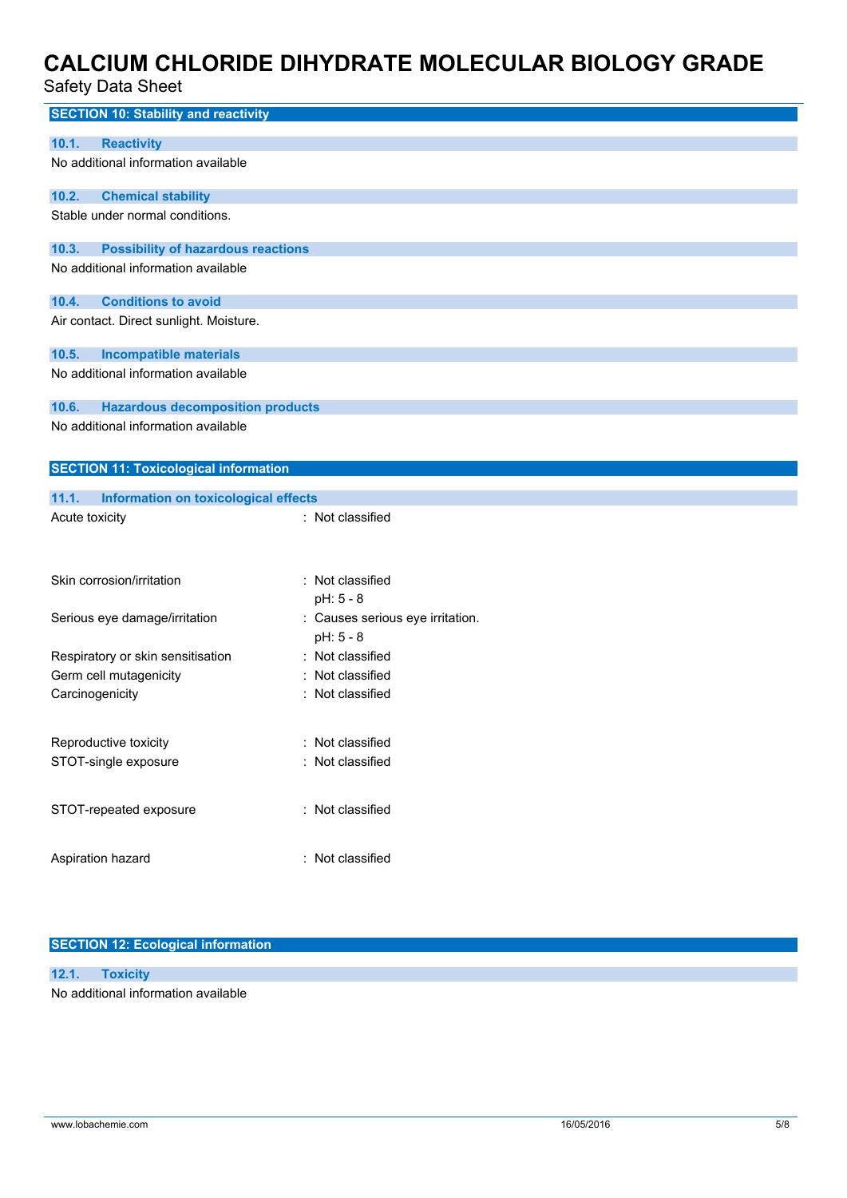## SECTION 10: Stability and reactivity

### 10.1. Reactivity

No additional information available

### 10.2. Chemical stability

Stable under normal conditions.

### 10.3. Possibility of hazardous reactions

No additional information available

### 10.4. Conditions to avoid

Air contact. Direct sunlight. Moisture.

### 10.5. Incompatible materials

No additional information available

### 10.6. Hazardous decomposition products

No additional information available

## SECTION 11: Toxicological information

### 11.1. Information on toxicological effects

| | |
|---|---|
| Acute toxicity | : Not classified |
| Skin corrosion/irritation | : Not classified<br>pH: 5 - 8 |
| Serious eye damage/irritation | : Causes serious eye irritation.<br>pH: 5 - 8 |
| Respiratory or skin sensitisation | : Not classified |
| Germ cell mutagenicity | : Not classified |
| Carcinogenicity | : Not classified |
| Reproductive toxicity | : Not classified |
| STOT-single exposure | : Not classified |
| STOT-repeated exposure | : Not classified |
| Aspiration hazard | : Not classified |

## SECTION 12: Ecological information

### 12.1. Toxicity

No additional information available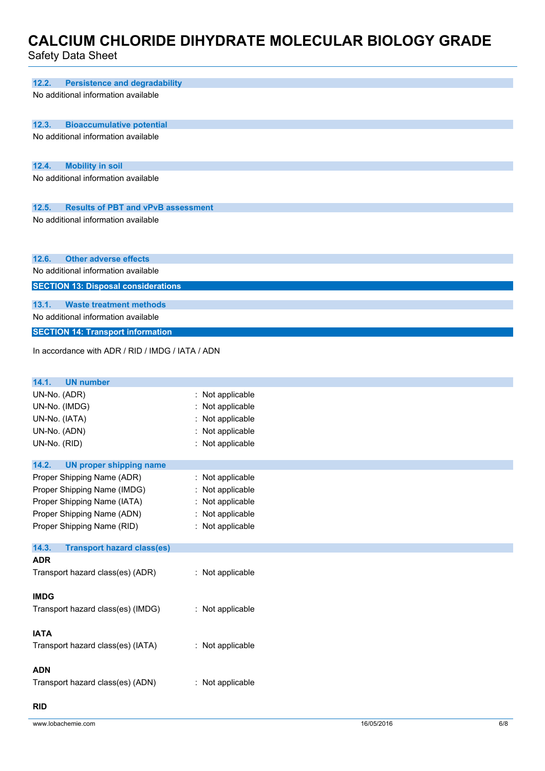### 12.2. Persistence and degradability

No additional information available

### 12.3. Bioaccumulative potential

No additional information available

### 12.4. Mobility in soil

No additional information available

### 12.5. Results of PBT and vPvB assessment

No additional information available

### 12.6. Other adverse effects

No additional information available

## SECTION 13: Disposal considerations

### 13.1. Waste treatment methods

No additional information available

## SECTION 14: Transport information

In accordance with ADR / RID / IMDG / IATA / ADN

### 14.1. UN number

UN-No. (ADR) : Not applicable
UN-No. (IMDG) : Not applicable
UN-No. (IATA) : Not applicable
UN-No. (ADN) : Not applicable
UN-No. (RID) : Not applicable

### 14.2. UN proper shipping name

Proper Shipping Name (ADR) : Not applicable
Proper Shipping Name (IMDG) : Not applicable
Proper Shipping Name (IATA) : Not applicable
Proper Shipping Name (ADN) : Not applicable
Proper Shipping Name (RID) : Not applicable

### 14.3. Transport hazard class(es)

**ADR**

Transport hazard class(es) (ADR) : Not applicable

**IMDG**

Transport hazard class(es) (IMDG) : Not applicable

**IATA**

Transport hazard class(es) (IATA) : Not applicable

**ADN**

Transport hazard class(es) (ADN) : Not applicable

**RID**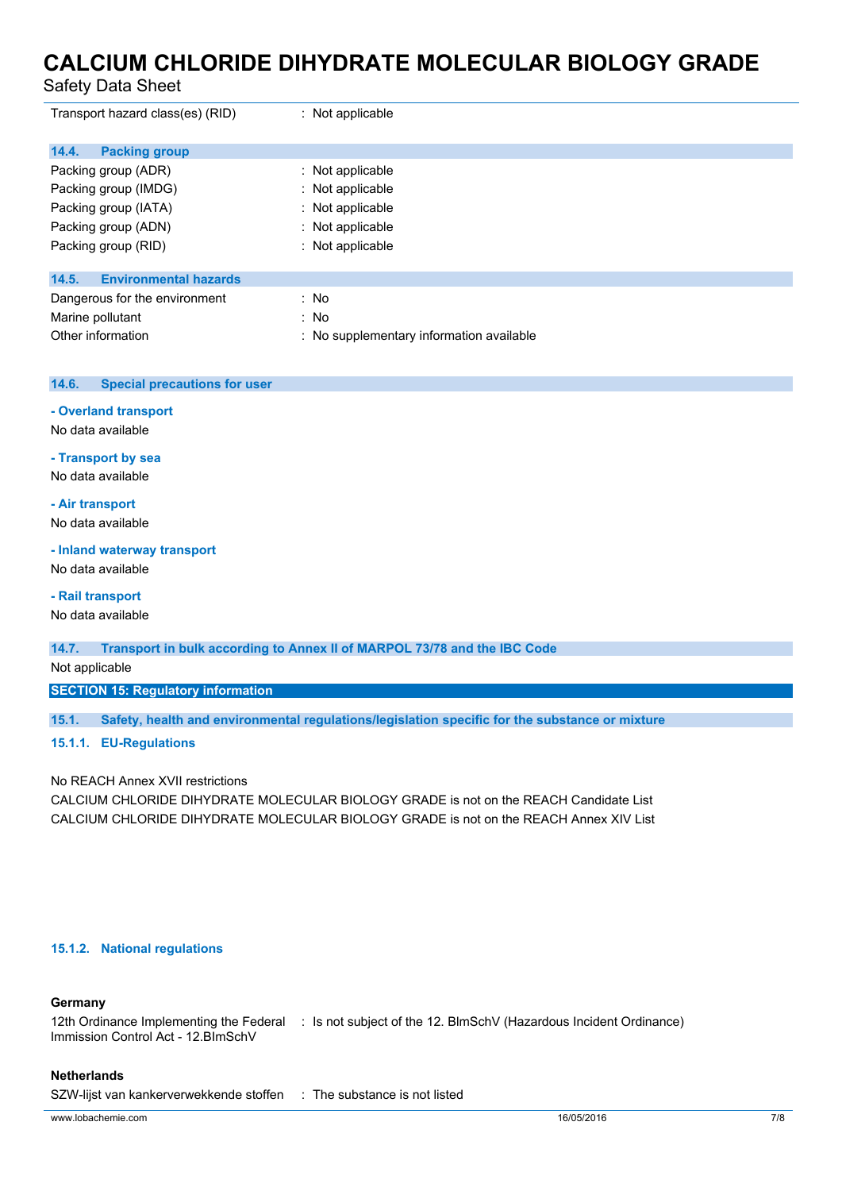| | |
|---|---|
| Transport hazard class(es) (RID) | : Not applicable |

### 14.4. Packing group

| | |
|---|---|
| Packing group (ADR) | : Not applicable |
| Packing group (IMDG) | : Not applicable |
| Packing group (IATA) | : Not applicable |
| Packing group (ADN) | : Not applicable |
| Packing group (RID) | : Not applicable |

### 14.5. Environmental hazards

| | |
|---|---|
| Dangerous for the environment | : No |
| Marine pollutant | : No |
| Other information | : No supplementary information available |

### 14.6. Special precautions for user

**- Overland transport**

No data available

**- Transport by sea**

No data available

**- Air transport**

No data available

**- Inland waterway transport**

No data available

**- Rail transport**

No data available

### 14.7. Transport in bulk according to Annex II of MARPOL 73/78 and the IBC Code

Not applicable

## SECTION 15: Regulatory information

### 15.1. Safety, health and environmental regulations/legislation specific for the substance or mixture

#### 15.1.1. EU-Regulations

No REACH Annex XVII restrictions

CALCIUM CHLORIDE DIHYDRATE MOLECULAR BIOLOGY GRADE is not on the REACH Candidate List

CALCIUM CHLORIDE DIHYDRATE MOLECULAR BIOLOGY GRADE is not on the REACH Annex XIV List

#### 15.1.2. National regulations

**Germany**

| | |
|---|---|
| 12th Ordinance Implementing the Federal Immission Control Act - 12.BImSchV | : Is not subject of the 12. BlmSchV (Hazardous Incident Ordinance) |

**Netherlands**

| | |
|---|---|
| SZW-lijst van kankerverwekkende stoffen | : The substance is not listed |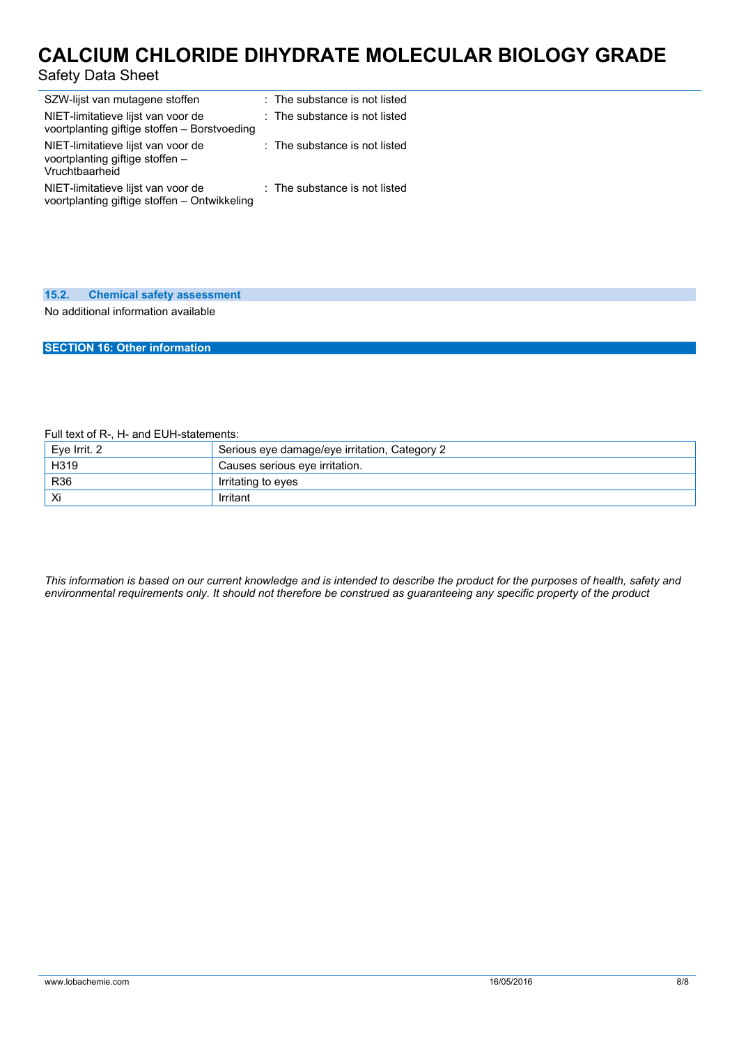| | |
|---|---|
| SZW-lijst van mutagene stoffen | : The substance is not listed |
| NIET-limitatieve lijst van voor de voortplanting giftige stoffen – Borstvoeding | : The substance is not listed |
| NIET-limitatieve lijst van voor de voortplanting giftige stoffen – Vruchtbaarheid | : The substance is not listed |
| NIET-limitatieve lijst van voor de voortplanting giftige stoffen – Ontwikkeling | : The substance is not listed |

### 15.2. Chemical safety assessment

No additional information available

## SECTION 16: Other information

Full text of R-, H- and EUH-statements:

| | |
|---|---|
| Eye Irrit. 2 | Serious eye damage/eye irritation, Category 2 |
| H319 | Causes serious eye irritation. |
| R36 | Irritating to eyes |
| Xi | Irritant |

*This information is based on our current knowledge and is intended to describe the product for the purposes of health, safety and environmental requirements only. It should not therefore be construed as guaranteeing any specific property of the product*